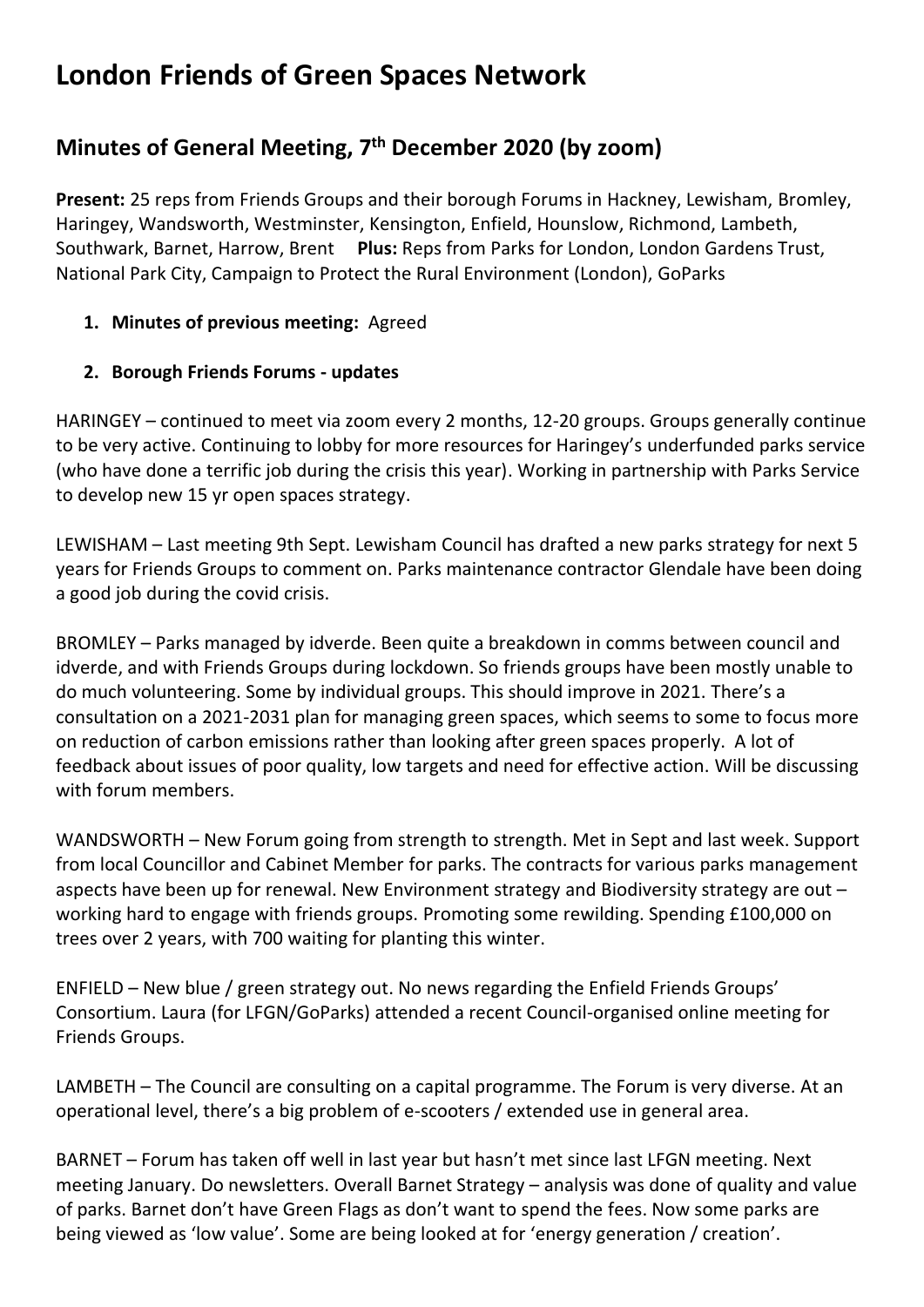# London Friends of Green Spaces Network

## Minutes of General Meeting, 7th December 2020 (by zoom)

**Present:** 25 reps from Friends Groups and their borough Forums in Hackney, Lewisham, Bromley, Haringey, Wandsworth, Westminster, Kensington, Enfield, Hounslow, Richmond, Lambeth, Southwark, Barnet, Harrow, Brent **Plus:** Reps from Parks for London, London Gardens Trust, National Park City, Campaign to Protect the Rural Environment (London), GoParks

1. **Minutes of previous meeting:** Agreed
2. **Borough Friends Forums - updates**

HARINGEY – continued to meet via zoom every 2 months, 12-20 groups. Groups generally continue to be very active. Continuing to lobby for more resources for Haringey's underfunded parks service (who have done a terrific job during the crisis this year). Working in partnership with Parks Service to develop new 15 yr open spaces strategy.

LEWISHAM – Last meeting 9th Sept. Lewisham Council has drafted a new parks strategy for next 5 years for Friends Groups to comment on. Parks maintenance contractor Glendale have been doing a good job during the covid crisis.

BROMLEY – Parks managed by idverde. Been quite a breakdown in comms between council and idverde, and with Friends Groups during lockdown. So friends groups have been mostly unable to do much volunteering. Some by individual groups. This should improve in 2021. There's a consultation on a 2021-2031 plan for managing green spaces, which seems to some to focus more on reduction of carbon emissions rather than looking after green spaces properly. A lot of feedback about issues of poor quality, low targets and need for effective action. Will be discussing with forum members.

WANDSWORTH – New Forum going from strength to strength. Met in Sept and last week. Support from local Councillor and Cabinet Member for parks. The contracts for various parks management aspects have been up for renewal. New Environment strategy and Biodiversity strategy are out – working hard to engage with friends groups. Promoting some rewilding. Spending £100,000 on trees over 2 years, with 700 waiting for planting this winter.

ENFIELD – New blue / green strategy out. No news regarding the Enfield Friends Groups' Consortium. Laura (for LFGN/GoParks) attended a recent Council-organised online meeting for Friends Groups.

LAMBETH – The Council are consulting on a capital programme. The Forum is very diverse. At an operational level, there's a big problem of e-scooters / extended use in general area.

BARNET – Forum has taken off well in last year but hasn't met since last LFGN meeting. Next meeting January. Do newsletters. Overall Barnet Strategy – analysis was done of quality and value of parks. Barnet don't have Green Flags as don't want to spend the fees. Now some parks are being viewed as 'low value'. Some are being looked at for 'energy generation / creation'.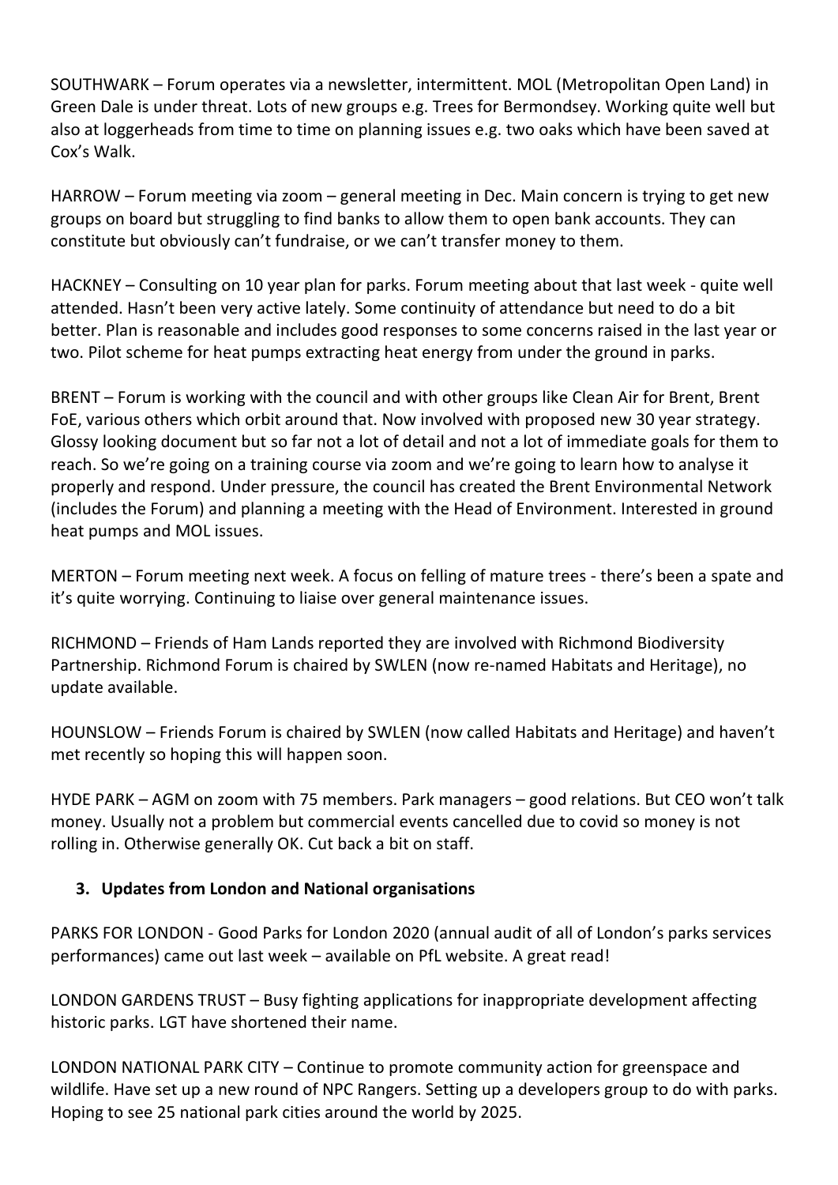SOUTHWARK – Forum operates via a newsletter, intermittent. MOL (Metropolitan Open Land) in Green Dale is under threat. Lots of new groups e.g. Trees for Bermondsey. Working quite well but also at loggerheads from time to time on planning issues e.g. two oaks which have been saved at Cox's Walk.

HARROW – Forum meeting via zoom – general meeting in Dec. Main concern is trying to get new groups on board but struggling to find banks to allow them to open bank accounts. They can constitute but obviously can't fundraise, or we can't transfer money to them.

HACKNEY – Consulting on 10 year plan for parks. Forum meeting about that last week - quite well attended. Hasn't been very active lately. Some continuity of attendance but need to do a bit better. Plan is reasonable and includes good responses to some concerns raised in the last year or two. Pilot scheme for heat pumps extracting heat energy from under the ground in parks.

BRENT – Forum is working with the council and with other groups like Clean Air for Brent, Brent FoE, various others which orbit around that. Now involved with proposed new 30 year strategy. Glossy looking document but so far not a lot of detail and not a lot of immediate goals for them to reach. So we're going on a training course via zoom and we're going to learn how to analyse it properly and respond. Under pressure, the council has created the Brent Environmental Network (includes the Forum) and planning a meeting with the Head of Environment. Interested in ground heat pumps and MOL issues.

MERTON – Forum meeting next week. A focus on felling of mature trees - there's been a spate and it's quite worrying. Continuing to liaise over general maintenance issues.

RICHMOND – Friends of Ham Lands reported they are involved with Richmond Biodiversity Partnership. Richmond Forum is chaired by SWLEN (now re-named Habitats and Heritage), no update available.

HOUNSLOW – Friends Forum is chaired by SWLEN (now called Habitats and Heritage) and haven't met recently so hoping this will happen soon.

HYDE PARK – AGM on zoom with 75 members. Park managers – good relations. But CEO won't talk money. Usually not a problem but commercial events cancelled due to covid so money is not rolling in. Otherwise generally OK. Cut back a bit on staff.

## 3. Updates from London and National organisations

PARKS FOR LONDON - Good Parks for London 2020 (annual audit of all of London's parks services performances) came out last week – available on PfL website. A great read!

LONDON GARDENS TRUST – Busy fighting applications for inappropriate development affecting historic parks. LGT have shortened their name.

LONDON NATIONAL PARK CITY – Continue to promote community action for greenspace and wildlife. Have set up a new round of NPC Rangers. Setting up a developers group to do with parks. Hoping to see 25 national park cities around the world by 2025.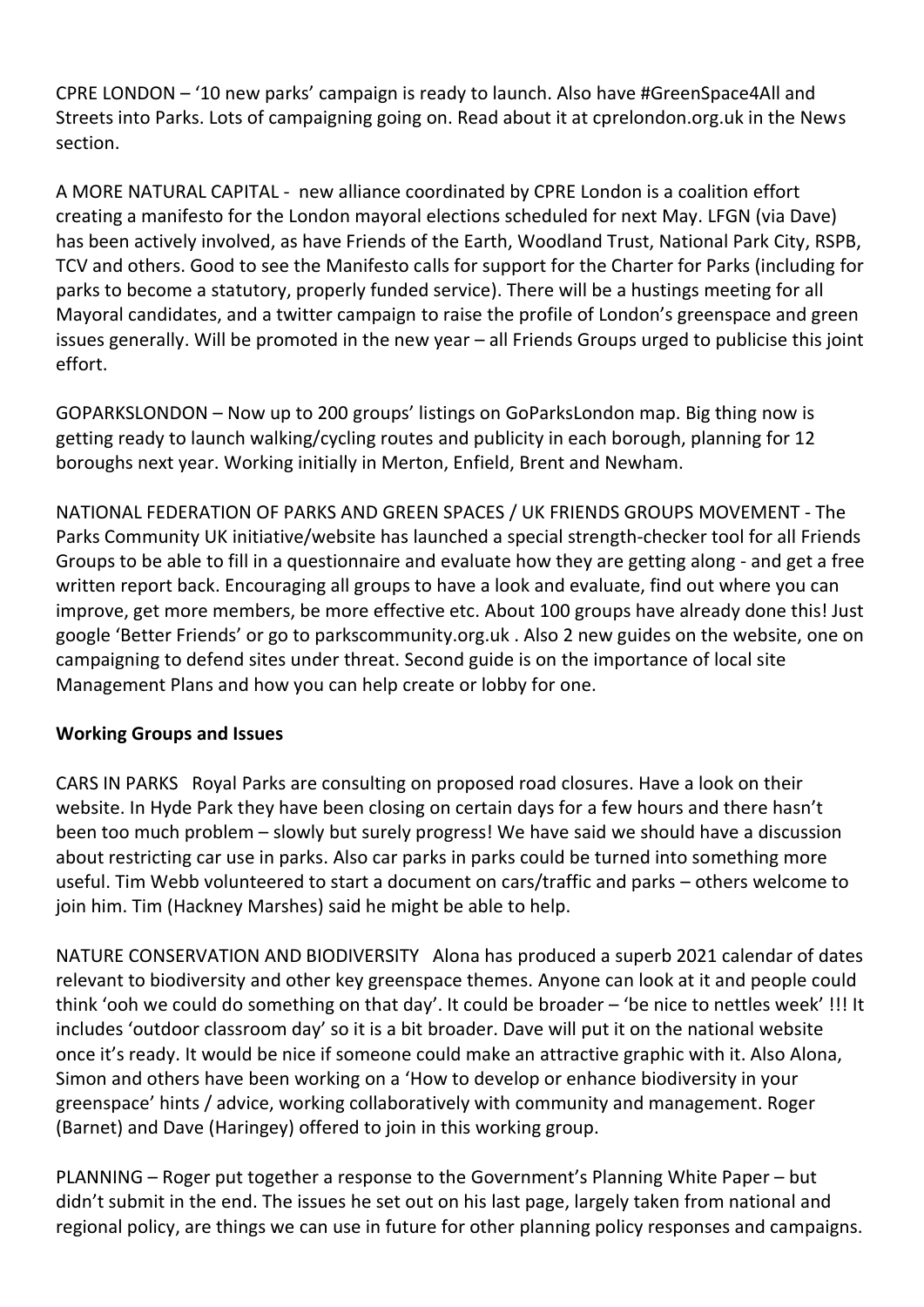CPRE LONDON – '10 new parks' campaign is ready to launch. Also have #GreenSpace4All and Streets into Parks. Lots of campaigning going on. Read about it at cprelondon.org.uk in the News section.

A MORE NATURAL CAPITAL - new alliance coordinated by CPRE London is a coalition effort creating a manifesto for the London mayoral elections scheduled for next May. LFGN (via Dave) has been actively involved, as have Friends of the Earth, Woodland Trust, National Park City, RSPB, TCV and others. Good to see the Manifesto calls for support for the Charter for Parks (including for parks to become a statutory, properly funded service). There will be a hustings meeting for all Mayoral candidates, and a twitter campaign to raise the profile of London's greenspace and green issues generally. Will be promoted in the new year – all Friends Groups urged to publicise this joint effort.

GOPARKSLONDON – Now up to 200 groups' listings on GoParksLondon map. Big thing now is getting ready to launch walking/cycling routes and publicity in each borough, planning for 12 boroughs next year. Working initially in Merton, Enfield, Brent and Newham.

NATIONAL FEDERATION OF PARKS AND GREEN SPACES / UK FRIENDS GROUPS MOVEMENT - The Parks Community UK initiative/website has launched a special strength-checker tool for all Friends Groups to be able to fill in a questionnaire and evaluate how they are getting along - and get a free written report back. Encouraging all groups to have a look and evaluate, find out where you can improve, get more members, be more effective etc. About 100 groups have already done this! Just google 'Better Friends' or go to parkscommunity.org.uk . Also 2 new guides on the website, one on campaigning to defend sites under threat. Second guide is on the importance of local site Management Plans and how you can help create or lobby for one.

**Working Groups and Issues**

CARS IN PARKS Royal Parks are consulting on proposed road closures. Have a look on their website. In Hyde Park they have been closing on certain days for a few hours and there hasn't been too much problem – slowly but surely progress! We have said we should have a discussion about restricting car use in parks. Also car parks in parks could be turned into something more useful. Tim Webb volunteered to start a document on cars/traffic and parks – others welcome to join him. Tim (Hackney Marshes) said he might be able to help.

NATURE CONSERVATION AND BIODIVERSITY Alona has produced a superb 2021 calendar of dates relevant to biodiversity and other key greenspace themes. Anyone can look at it and people could think 'ooh we could do something on that day'. It could be broader – 'be nice to nettles week' !!! It includes 'outdoor classroom day' so it is a bit broader. Dave will put it on the national website once it's ready. It would be nice if someone could make an attractive graphic with it. Also Alona, Simon and others have been working on a 'How to develop or enhance biodiversity in your greenspace' hints / advice, working collaboratively with community and management. Roger (Barnet) and Dave (Haringey) offered to join in this working group.

PLANNING – Roger put together a response to the Government's Planning White Paper – but didn't submit in the end. The issues he set out on his last page, largely taken from national and regional policy, are things we can use in future for other planning policy responses and campaigns.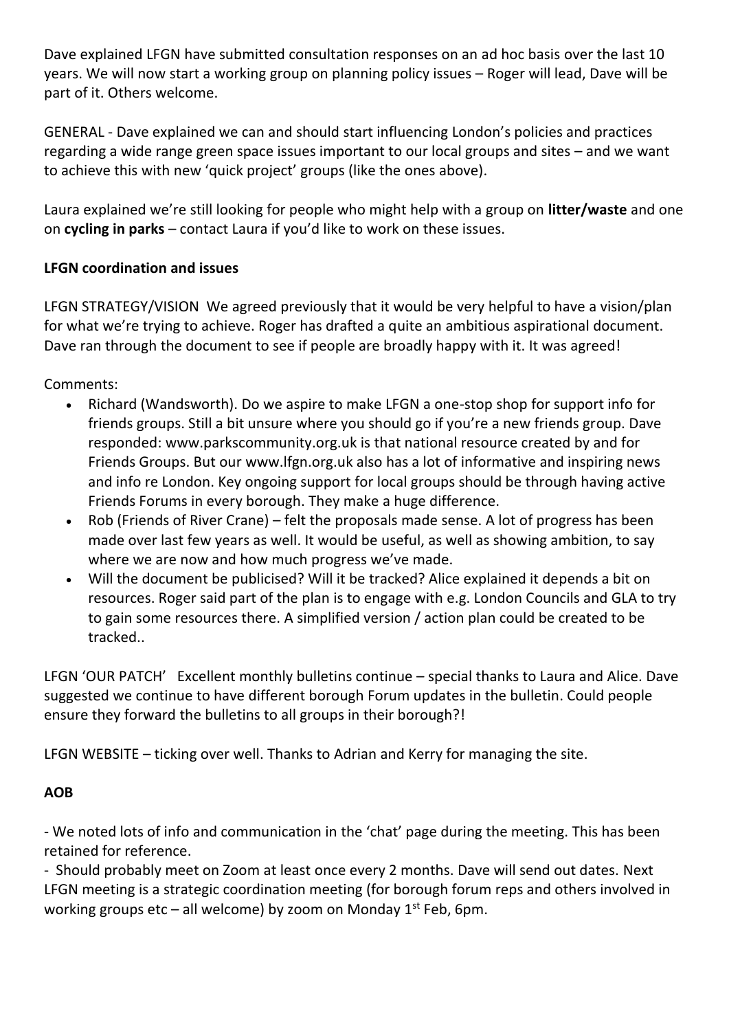Dave explained LFGN have submitted consultation responses on an ad hoc basis over the last 10 years. We will now start a working group on planning policy issues – Roger will lead, Dave will be part of it. Others welcome.

GENERAL - Dave explained we can and should start influencing London's policies and practices regarding a wide range green space issues important to our local groups and sites – and we want to achieve this with new 'quick project' groups (like the ones above).

Laura explained we're still looking for people who might help with a group on **litter/waste** and one on **cycling in parks** – contact Laura if you'd like to work on these issues.

**LFGN coordination and issues**

LFGN STRATEGY/VISION We agreed previously that it would be very helpful to have a vision/plan for what we're trying to achieve. Roger has drafted a quite an ambitious aspirational document. Dave ran through the document to see if people are broadly happy with it. It was agreed!

Comments:

- Richard (Wandsworth). Do we aspire to make LFGN a one-stop shop for support info for friends groups. Still a bit unsure where you should go if you're a new friends group. Dave responded: www.parkscommunity.org.uk is that national resource created by and for Friends Groups. But our www.lfgn.org.uk also has a lot of informative and inspiring news and info re London. Key ongoing support for local groups should be through having active Friends Forums in every borough. They make a huge difference.
- Rob (Friends of River Crane) – felt the proposals made sense. A lot of progress has been made over last few years as well. It would be useful, as well as showing ambition, to say where we are now and how much progress we've made.
- Will the document be publicised? Will it be tracked? Alice explained it depends a bit on resources. Roger said part of the plan is to engage with e.g. London Councils and GLA to try to gain some resources there. A simplified version / action plan could be created to be tracked..

LFGN 'OUR PATCH' Excellent monthly bulletins continue – special thanks to Laura and Alice. Dave suggested we continue to have different borough Forum updates in the bulletin. Could people ensure they forward the bulletins to all groups in their borough?!

LFGN WEBSITE – ticking over well. Thanks to Adrian and Kerry for managing the site.

**AOB**

- We noted lots of info and communication in the 'chat' page during the meeting. This has been retained for reference.

- Should probably meet on Zoom at least once every 2 months. Dave will send out dates. Next LFGN meeting is a strategic coordination meeting (for borough forum reps and others involved in working groups etc – all welcome) by zoom on Monday 1st Feb, 6pm.